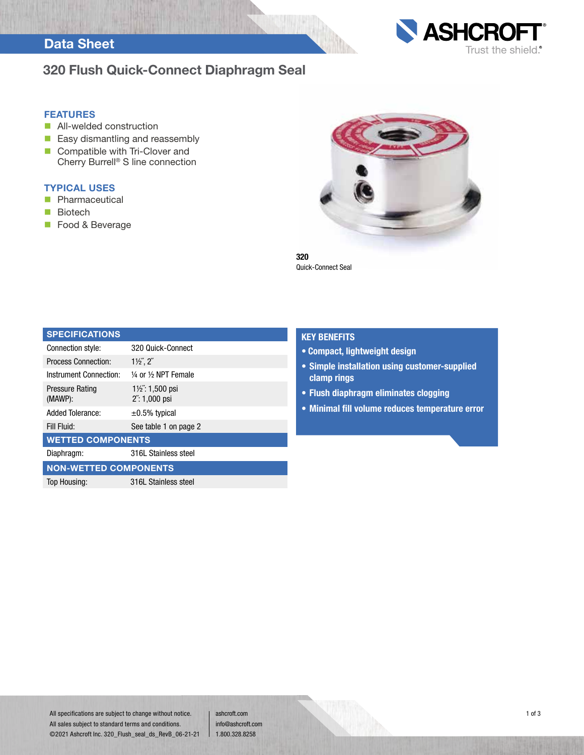Data Sheet

ASHCROFT®
Trust the shield.®

# 320 Flush Quick-Connect Diaphragm Seal

## FEATURES

- All-welded construction
- Easy dismantling and reassembly
- Compatible with Tri-Clover and Cherry Burrell® S line connection

## TYPICAL USES

- Pharmaceutical
- Biotech
- Food & Beverage

**320**
Quick-Connect Seal

| SPECIFICATIONS | |
|---|---|
| Connection style: | 320 Quick-Connect |
| Process Connection: | 1½˝, 2˝ |
| Instrument Connection: | ¼ or ½ NPT Female |
| Pressure Rating (MAWP): | 1½˝: 1,500 psi<br>2˝: 1,000 psi |
| Added Tolerance: | ±0.5% typical |
| Fill Fluid: | See table 1 on page 2 |
| **WETTED COMPONENTS** | |
| Diaphragm: | 316L Stainless steel |
| **NON-WETTED COMPONENTS** | |
| Top Housing: | 316L Stainless steel |

## KEY BENEFITS

- **Compact, lightweight design**
- **Simple installation using customer-supplied clamp rings**
- **Flush diaphragm eliminates clogging**
- **Minimal fill volume reduces temperature error**

All specifications are subject to change without notice.
All sales subject to standard terms and conditions.
©2021 Ashcroft Inc. 320_Flush_seal_ds_RevB_06-21-21

ashcroft.com
info@ashcroft.com
1.800.328.8258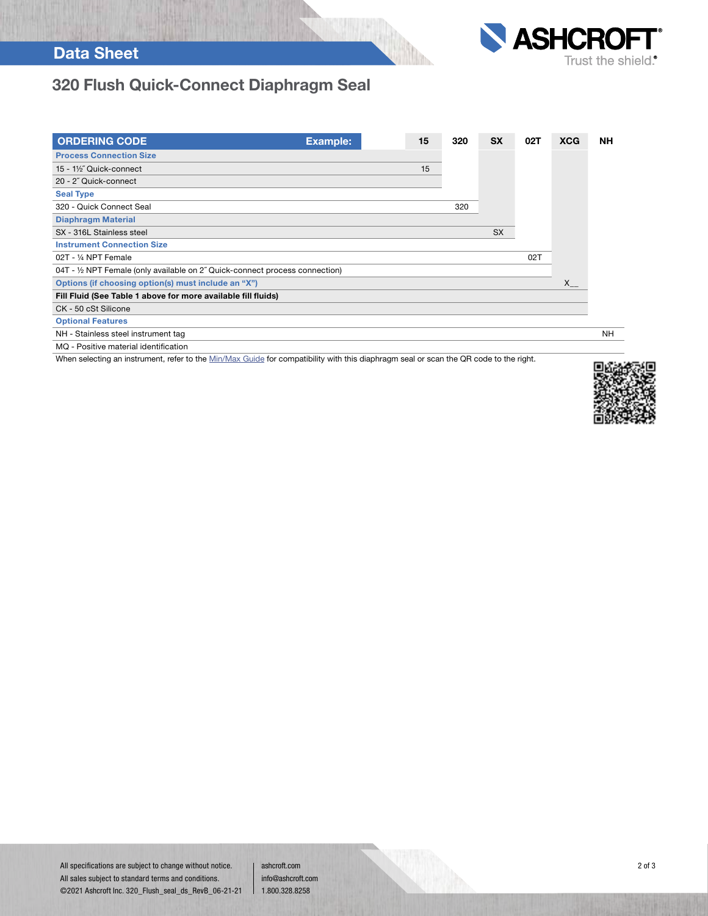# 320 Flush Quick-Connect Diaphragm Seal

| ORDERING CODE Example: | 15 | 320 | SX | 02T | XCG | NH |
|---|---|---|---|---|---|---|
| **Process Connection Size** | | | | | | |
| 15 - 1½˝ Quick-connect | 15 | | | | | |
| 20 - 2˝ Quick-connect | | | | | | |
| **Seal Type** | | | | | | |
| 320 - Quick Connect Seal | | 320 | | | | |
| **Diaphragm Material** | | | | | | |
| SX - 316L Stainless steel | | | SX | | | |
| **Instrument Connection Size** | | | | | | |
| 02T - ¼ NPT Female | | | | 02T | | |
| 04T - ½ NPT Female (only available on 2˝ Quick-connect process connection) | | | | | | |
| **Options (if choosing option(s) must include an "X")** | | | | | X__ | |
| **Fill Fluid (See Table 1 above for more available fill fluids)** | | | | | | |
| CK - 50 cSt Silicone | | | | | | |
| **Optional Features** | | | | | | |
| NH - Stainless steel instrument tag | | | | | | NH |
| MQ - Positive material identification | | | | | | |

When selecting an instrument, refer to the Min/Max Guide for compatibility with this diaphragm seal or scan the QR code to the right.

All specifications are subject to change without notice.
All sales subject to standard terms and conditions.
©2021 Ashcroft Inc. 320_Flush_seal_ds_RevB_06-21-21

ashcroft.com
info@ashcroft.com
1.800.328.8258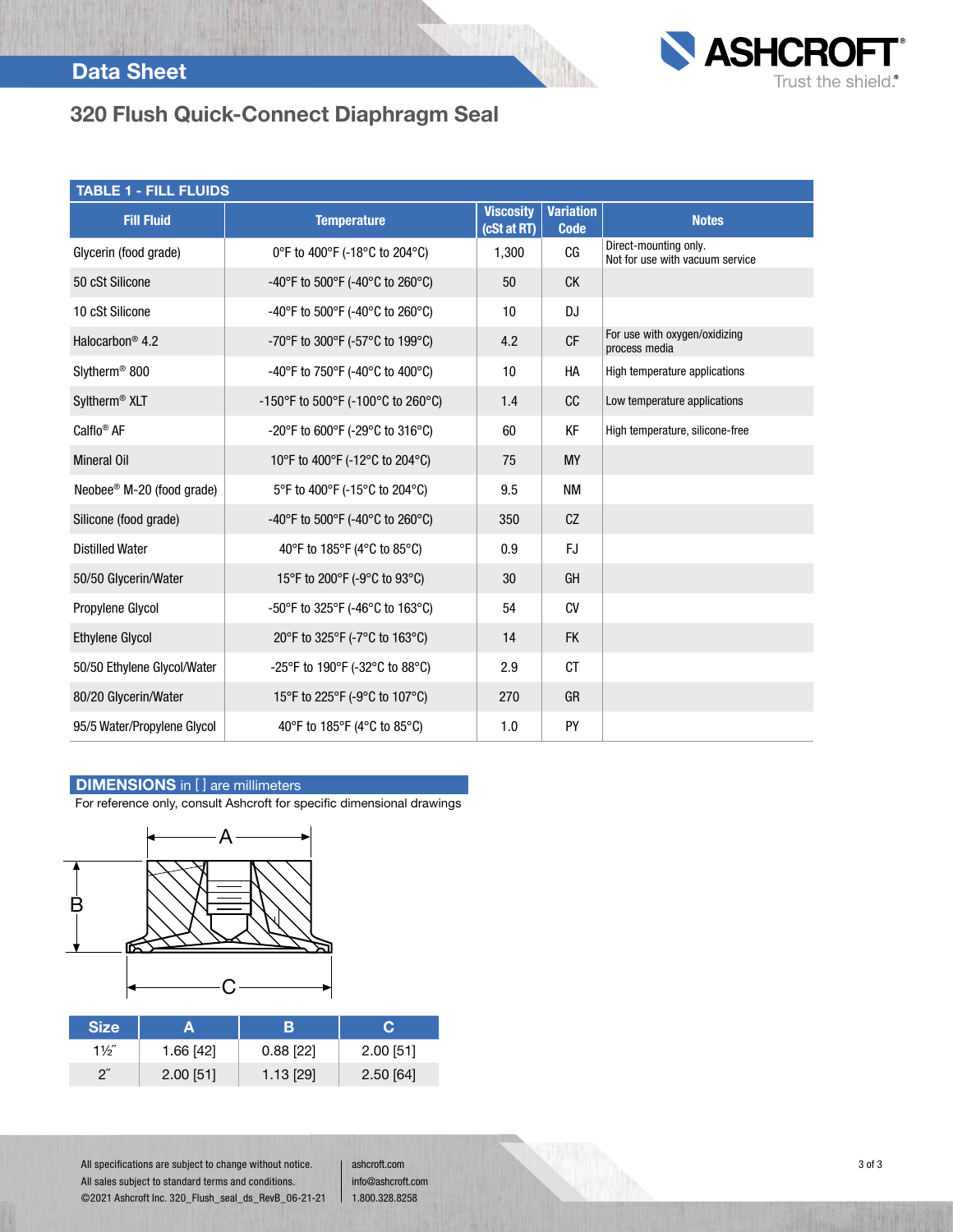# 320 Flush Quick-Connect Diaphragm Seal

## TABLE 1 - FILL FLUIDS

| Fill Fluid | Temperature | Viscosity (cSt at RT) | Variation Code | Notes |
|---|---|---|---|---|
| Glycerin (food grade) | 0°F to 400°F (-18°C to 204°C) | 1,300 | CG | Direct-mounting only. Not for use with vacuum service |
| 50 cSt Silicone | -40°F to 500°F (-40°C to 260°C) | 50 | CK | |
| 10 cSt Silicone | -40°F to 500°F (-40°C to 260°C) | 10 | DJ | |
| Halocarbon® 4.2 | -70°F to 300°F (-57°C to 199°C) | 4.2 | CF | For use with oxygen/oxidizing process media |
| Slytherm® 800 | -40°F to 750°F (-40°C to 400°C) | 10 | HA | High temperature applications |
| Syltherm® XLT | -150°F to 500°F (-100°C to 260°C) | 1.4 | CC | Low temperature applications |
| Calflo® AF | -20°F to 600°F (-29°C to 316°C) | 60 | KF | High temperature, silicone-free |
| Mineral Oil | 10°F to 400°F (-12°C to 204°C) | 75 | MY | |
| Neobee® M-20 (food grade) | 5°F to 400°F (-15°C to 204°C) | 9.5 | NM | |
| Silicone (food grade) | -40°F to 500°F (-40°C to 260°C) | 350 | CZ | |
| Distilled Water | 40°F to 185°F (4°C to 85°C) | 0.9 | FJ | |
| 50/50 Glycerin/Water | 15°F to 200°F (-9°C to 93°C) | 30 | GH | |
| Propylene Glycol | -50°F to 325°F (-46°C to 163°C) | 54 | CV | |
| Ethylene Glycol | 20°F to 325°F (-7°C to 163°C) | 14 | FK | |
| 50/50 Ethylene Glycol/Water | -25°F to 190°F (-32°C to 88°C) | 2.9 | CT | |
| 80/20 Glycerin/Water | 15°F to 225°F (-9°C to 107°C) | 270 | GR | |
| 95/5 Water/Propylene Glycol | 40°F to 185°F (4°C to 85°C) | 1.0 | PY | |

## DIMENSIONS in [ ] are millimeters

For reference only, consult Ashcroft for specific dimensional drawings

A

B

C

| Size | A | B | C |
|---|---|---|---|
| 1½˝ | 1.66 [42] | 0.88 [22] | 2.00 [51] |
| 2˝ | 2.00 [51] | 1.13 [29] | 2.50 [64] |

All specifications are subject to change without notice.
All sales subject to standard terms and conditions.
©2021 Ashcroft Inc. 320_Flush_seal_ds_RevB_06-21-21

ashcroft.com
info@ashcroft.com
1.800.328.8258